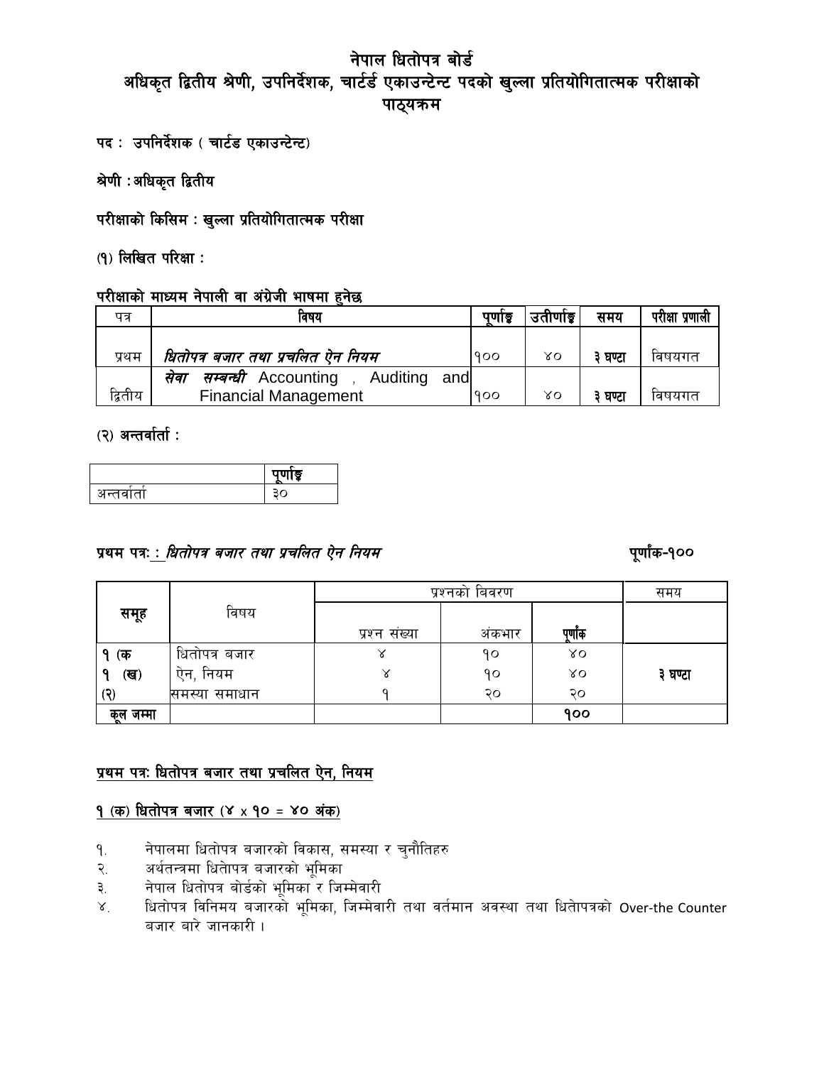# नेपाल धितोपत्र बोर्ड

## अधिकृत द्वितीय श्रेणी, उपनिर्देशक, चार्टर्ड एकाउन्टेन्ट पदको खुल्ला प्रतियोगितात्मक परीक्षाको पाठ्यक्रम

**पद : उपनिर्देशक ( चार्टर्ड एकाउन्टेन्ट)**

**श्रेणी : अधिकृत द्वितीय**

**परीक्षाको किसिम : खुल्ला प्रतियोगितात्मक परीक्षा**

**(१) लिखित परिक्षा :**

**परीक्षाको माध्यम नेपाली वा अंग्रेजी भाषमा हुनेछ**

| पत्र | विषय | पूर्णाङ्क | उतीर्णाङ्क | समय | परीक्षा प्रणाली |
|---|---|---|---|---|---|
| प्रथम | *धितोपत्र बजार तथा प्रचलित ऐन नियम* | १०० | ४० | ३ घण्टा | विषयगत |
| द्वितीय | *सेवा सम्बन्धी* Accounting , Auditing and Financial Management | १०० | ४० | ३ घण्टा | विषयगत |

**(२) अन्तर्वार्ता :**

| | पूर्णाङ्क |
|---|---|
| अन्तर्वार्ता | ३० |

**प्रथम पत्रः : *धितोपत्र बजार तथा प्रचलित ऐन नियम*** **पूर्णांक-१००**

| समूह | विषय | प्रश्नको विवरण | | | समय |
|---|---|---|---|---|---|
| | | प्रश्न संख्या | अंकभार | पूर्णांक | |
| १ (क | धितोपत्र बजार | ४ | १० | ४० | ३ घण्टा |
| १ (ख) | ऐन, नियम | ४ | १० | ४० | |
| (२) | समस्या समाधान | १ | २० | २० | |
| कूल जम्मा | | | | १०० | |

**प्रथम पत्रः धितोपत्र बजार तथा प्रचलित ऐन, नियम**

**१ (क) धितोपत्र बजार (४ x १० = ४० अंक)**

१. नेपालमा धितोपत्र बजारको विकास, समस्या र चुनौतिहरु
२. अर्थतन्त्रमा धितेापत्र बजारको भूमिका
३. नेपाल धितोपत्र बोर्डको भूमिका र जिम्मेवारी
४. धितोपत्र विनिमय बजारको भूमिका, जिम्मेवारी तथा वर्तमान अवस्था तथा धितोपत्रको Over-the Counter बजार बारे जानकारी ।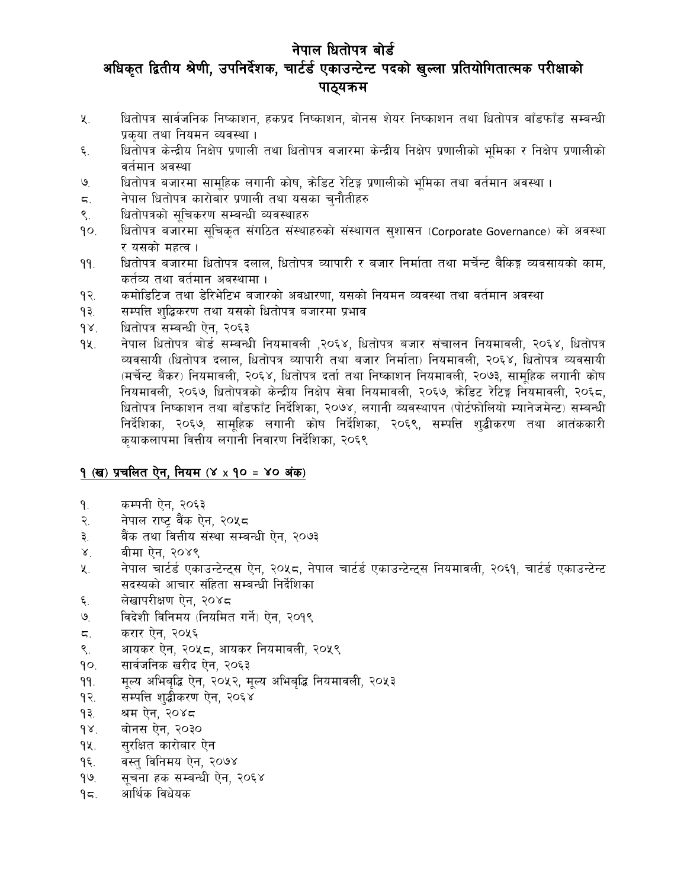# नेपाल धितोपत्र बोर्ड
## अधिकृत द्वितीय श्रेणी, उपनिर्देशक, चार्टर्ड एकाउन्टेन्ट पदको खुल्ला प्रतियोगितात्मक परीक्षाको पाठ्यक्रम

५. धितोपत्र सार्वजनिक निष्काशन, हकप्रद निष्काशन, बोनस शेयर निष्काशन तथा धितोपत्र बाँडफाँड सम्बन्धी प्रकृया तथा नियमन व्यवस्था ।

६. धितोपत्र केन्द्रीय निक्षेप प्रणाली तथा धितोपत्र बजारमा केन्द्रीय निक्षेप प्रणालीको भूमिका र निक्षेप प्रणालीको वर्तमान अवस्था

७. धितोपत्र बजारमा सामूहिक लगानी कोष, क्रेडिट रेटिङ्ग प्रणालीको भूमिका तथा वर्तमान अवस्था ।

८. नेपाल धितोपत्र कारोबार प्रणाली तथा यसका चुनौतीहरु

९. धितोपत्रको सूचिकरण सम्बन्धी व्यवस्थाहरु

१०. धितोपत्र बजारमा सूचिकृत संगठित संस्थाहरुको संस्थागत सुशासन (Corporate Governance) को अवस्था र यसको महत्व ।

११. धितोपत्र बजारमा धितोपत्र दलाल, धितोपत्र व्यापारी र बजार निर्माता तथा मर्चेन्ट बैकिङ्ग व्यवसायको काम, कर्तव्य तथा वर्तमान अवस्थामा ।

१२. कमोडिटिज तथा डेरिभेटिभ बजारको अवधारणा, यसको नियमन व्यवस्था तथा वर्तमान अवस्था

१३. सम्पत्ति शुद्धिकरण तथा यसको धितोपत्र बजारमा प्रभाव

१४. धितोपत्र सम्बन्धी ऐन, २०६३

१५. नेपाल धितोपत्र बोर्ड सम्बन्धी नियमावली ,२०६४, धितोपत्र बजार संचालन नियमावली, २०६४, धितोपत्र व्यवसायी (धितोपत्र दलाल, धितोपत्र व्यापारी तथा बजार निर्माता) नियमावली, २०६४, धितोपत्र व्यवसायी (मर्चेन्ट बैंकर) नियमावली, २०६४, धितोपत्र दर्ता तथा निष्काशन नियमावली, २०७३, सामूहिक लगानी कोष नियमावली, २०६७, धितोपत्रको केन्द्रीय निक्षेप सेवा नियमावली, २०६७, क्रेडिट रेटिङ्ग नियमावली, २०६८, धितोपत्र निष्काशन तथा बाँडफाँट निर्देशिका, २०७४, लगानी व्यवस्थापन (पोर्टफोलियो म्यानेजमेन्ट) सम्बन्धी निर्देशिका, २०६७, सामूहिक लगानी कोष निर्देशिका, २०६९, सम्पत्ति शुद्धीकरण तथा आतंककारी कृयाकलापमा वित्तीय लगानी निवारण निर्देशिका, २०६९

### १ (ख) प्रचलित ऐन, नियम (४ x १० = ४० अंक)

१. कम्पनी ऐन, २०६३

२. नेपाल राष्ट्र बैंक ऐन, २०५८

३. बैंक तथा वित्तीय संस्था सम्बन्धी ऐन, २०७३

४. बीमा ऐन, २०४९

५. नेपाल चार्टर्ड एकाउन्टेन्ट्स ऐन, २०५८, नेपाल चार्टर्ड एकाउन्टेन्ट्स नियमावली, २०६१, चार्टर्ड एकाउन्टेन्ट सदस्यको आचार संहिता सम्बन्धी निर्देशिका

६. लेखापरीक्षण ऐन, २०४८

७. विदेशी विनिमय (नियमित गर्ने) ऐन, २०१९

८. करार ऐन, २०५६

९. आयकर ऐन, २०५८, आयकर नियमावली, २०५९

१०. सार्वजनिक खरीद ऐन, २०६३

११. मूल्य अभिबृद्धि ऐन, २०५२, मूल्य अभिबृद्धि नियमावली, २०५३

१२. सम्पत्ति शुद्धीकरण ऐन, २०६४

१३. श्रम ऐन, २०४८

१४. बोनस ऐन, २०३०

१५. सुरक्षित कारोबार ऐन

१६. वस्तु विनिमय ऐन, २०७४

१७. सूचना हक सम्बन्धी ऐन, २०६४

१८. आर्थिक विधेयक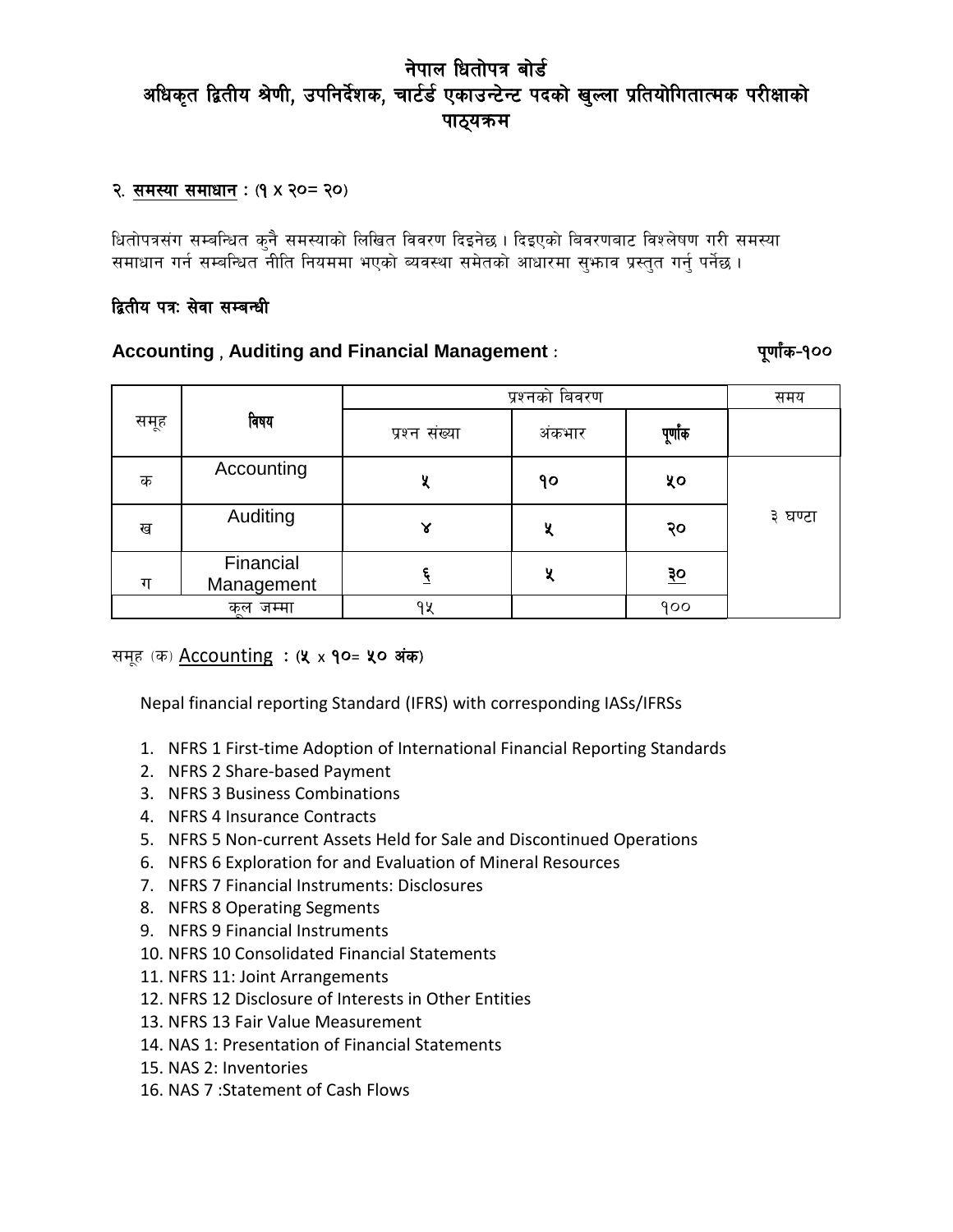# नेपाल धितोपत्र बोर्ड

## अधिकृत द्वितीय श्रेणी, उपनिर्देशक, चार्टर्ड एकाउन्टेन्ट पदको खुल्ला प्रतियोगितात्मक परीक्षाको पाठ्यक्रम

२. **समस्या समाधान : (१ x २०= २०)**

धितोपत्रसंग सम्बन्धित कुनै समस्याको लिखित विवरण दिइनेछ । दिइएको विवरणबाट विश्लेषण गरी समस्या समाधान गर्न सम्बन्धित नीति नियममा भएको व्यवस्था समेतको आधारमा सुझाव प्रस्तुत गर्नु पर्नेछ ।

### द्वितीय पत्रः सेवा सम्बन्धी

**Accounting , Auditing and Financial Management :** **पूर्णांक-१००**

| समूह | विषय | प्रश्नको विवरण | | | समय |
|---|---|---|---|---|---|
| | | प्रश्न संख्या | अंकभार | पूर्णांक | |
| क | Accounting | ५ | १० | ५० | ३ घण्टा |
| ख | Auditing | ४ | ५ | २० | |
| ग | Financial Management | ६ | ५ | ३० | |
| कुल जम्मा | | १५ | | १०० | |

समूह (क) Accounting **: (५ x १०= ५० अंक)**

Nepal financial reporting Standard (IFRS) with corresponding IASs/IFRSs

1. NFRS 1 First-time Adoption of International Financial Reporting Standards
2. NFRS 2 Share-based Payment
3. NFRS 3 Business Combinations
4. NFRS 4 Insurance Contracts
5. NFRS 5 Non-current Assets Held for Sale and Discontinued Operations
6. NFRS 6 Exploration for and Evaluation of Mineral Resources
7. NFRS 7 Financial Instruments: Disclosures
8. NFRS 8 Operating Segments
9. NFRS 9 Financial Instruments
10. NFRS 10 Consolidated Financial Statements
11. NFRS 11: Joint Arrangements
12. NFRS 12 Disclosure of Interests in Other Entities
13. NFRS 13 Fair Value Measurement
14. NAS 1: Presentation of Financial Statements
15. NAS 2: Inventories
16. NAS 7 :Statement of Cash Flows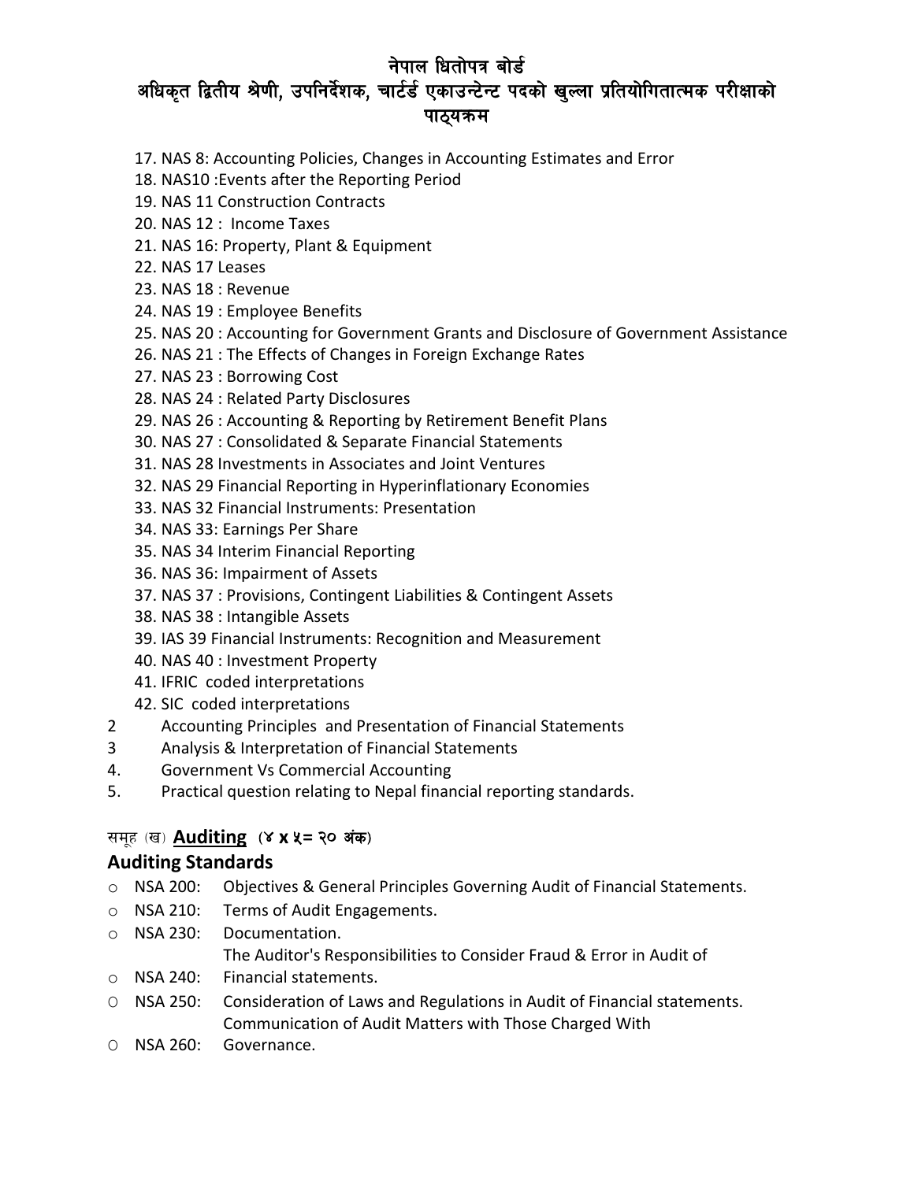# नेपाल धितोपत्र बोर्ड

## अधिकृत द्वितीय श्रेणी, उपनिर्देशक, चार्टर्ड एकाउन्टेन्ट पदको खुल्ला प्रतियोगितात्मक परीक्षाको पाठ्यक्रम

17. NAS 8: Accounting Policies, Changes in Accounting Estimates and Error
18. NAS10 :Events after the Reporting Period
19. NAS 11 Construction Contracts
20. NAS 12 : Income Taxes
21. NAS 16: Property, Plant & Equipment
22. NAS 17 Leases
23. NAS 18 : Revenue
24. NAS 19 : Employee Benefits
25. NAS 20 : Accounting for Government Grants and Disclosure of Government Assistance
26. NAS 21 : The Effects of Changes in Foreign Exchange Rates
27. NAS 23 : Borrowing Cost
28. NAS 24 : Related Party Disclosures
29. NAS 26 : Accounting & Reporting by Retirement Benefit Plans
30. NAS 27 : Consolidated & Separate Financial Statements
31. NAS 28 Investments in Associates and Joint Ventures
32. NAS 29 Financial Reporting in Hyperinflationary Economies
33. NAS 32 Financial Instruments: Presentation
34. NAS 33: Earnings Per Share
35. NAS 34 Interim Financial Reporting
36. NAS 36: Impairment of Assets
37. NAS 37 : Provisions, Contingent Liabilities & Contingent Assets
38. NAS 38 : Intangible Assets
39. IAS 39 Financial Instruments: Recognition and Measurement
40. NAS 40 : Investment Property
41. IFRIC coded interpretations
42. SIC coded interpretations

2 Accounting Principles and Presentation of Financial Statements

3 Analysis & Interpretation of Financial Statements

4. Government Vs Commercial Accounting

5. Practical question relating to Nepal financial reporting standards.

### समूह (ख) **Auditing** (४ x ५= २० अंक)

### Auditing Standards

- NSA 200: Objectives & General Principles Governing Audit of Financial Statements.
- NSA 210: Terms of Audit Engagements.
- NSA 230: Documentation.
- NSA 240: The Auditor's Responsibilities to Consider Fraud & Error in Audit of Financial statements.
- NSA 250: Consideration of Laws and Regulations in Audit of Financial statements.
- NSA 260: Communication of Audit Matters with Those Charged With Governance.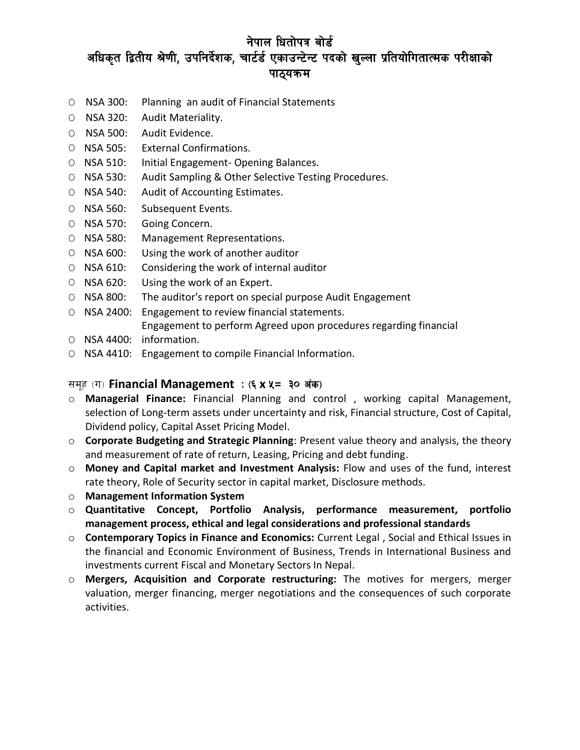# नेपाल धितोपत्र बोर्ड

## अधिकृत द्वितीय श्रेणी, उपनिर्देशक, चार्टर्ड एकाउन्टेन्ट पदको खुल्ला प्रतियोगितात्मक परीक्षाको पाठ्यक्रम

- NSA 300: Planning an audit of Financial Statements
- NSA 320: Audit Materiality.
- NSA 500: Audit Evidence.
- NSA 505: External Confirmations.
- NSA 510: Initial Engagement- Opening Balances.
- NSA 530: Audit Sampling & Other Selective Testing Procedures.
- NSA 540: Audit of Accounting Estimates.
- NSA 560: Subsequent Events.
- NSA 570: Going Concern.
- NSA 580: Management Representations.
- NSA 600: Using the work of another auditor
- NSA 610: Considering the work of internal auditor
- NSA 620: Using the work of an Expert.
- NSA 800: The auditor's report on special purpose Audit Engagement
- NSA 2400: Engagement to review financial statements.
- NSA 4400: Engagement to perform Agreed upon procedures regarding financial information.
- NSA 4410: Engagement to compile Financial Information.

### समूह (ग) **Financial Management** : (६ x ५= ३० अंक)

- **Managerial Finance:** Financial Planning and control , working capital Management, selection of Long-term assets under uncertainty and risk, Financial structure, Cost of Capital, Dividend policy, Capital Asset Pricing Model.
- **Corporate Budgeting and Strategic Planning**: Present value theory and analysis, the theory and measurement of rate of return, Leasing, Pricing and debt funding.
- **Money and Capital market and Investment Analysis:** Flow and uses of the fund, interest rate theory, Role of Security sector in capital market, Disclosure methods.
- **Management Information System**
- **Quantitative Concept, Portfolio Analysis, performance measurement, portfolio management process, ethical and legal considerations and professional standards**
- **Contemporary Topics in Finance and Economics:** Current Legal , Social and Ethical Issues in the financial and Economic Environment of Business, Trends in International Business and investments current Fiscal and Monetary Sectors In Nepal.
- **Mergers, Acquisition and Corporate restructuring:** The motives for mergers, merger valuation, merger financing, merger negotiations and the consequences of such corporate activities.